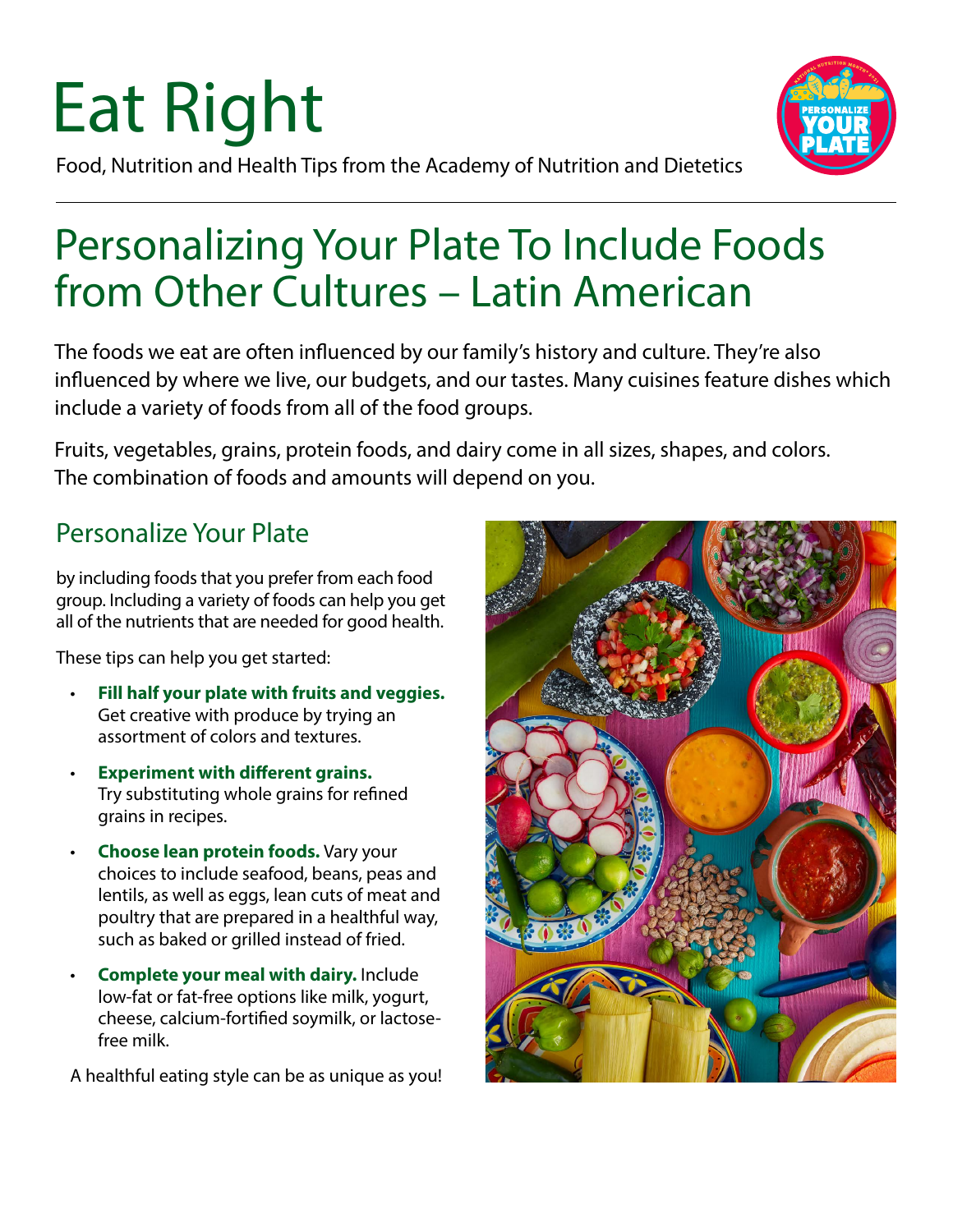# Eat Right

Food, Nutrition and Health Tips from the Academy of Nutrition and Dietetics

## Personalizing Your Plate To Include Foods from Other Cultures – Latin American

The foods we eat are often influenced by our family's history and culture. They're also influenced by where we live, our budgets, and our tastes. Many cuisines feature dishes which include a variety of foods from all of the food groups.

Fruits, vegetables, grains, protein foods, and dairy come in all sizes, shapes, and colors. The combination of foods and amounts will depend on you.

### Personalize Your Plate

by including foods that you prefer from each food group. Including a variety of foods can help you get all of the nutrients that are needed for good health.

These tips can help you get started:

- **Fill half your plate with fruits and veggies.** Get creative with produce by trying an assortment of colors and textures.
- **Experiment with different grains.** Try substituting whole grains for refined grains in recipes.
- **Choose lean protein foods.** Vary your choices to include seafood, beans, peas and lentils, as well as eggs, lean cuts of meat and poultry that are prepared in a healthful way, such as baked or grilled instead of fried.
- **Complete your meal with dairy.** Include low-fat or fat-free options like milk, yogurt, cheese, calcium-fortified soymilk, or lactose-free milk.

A healthful eating style can be as unique as you!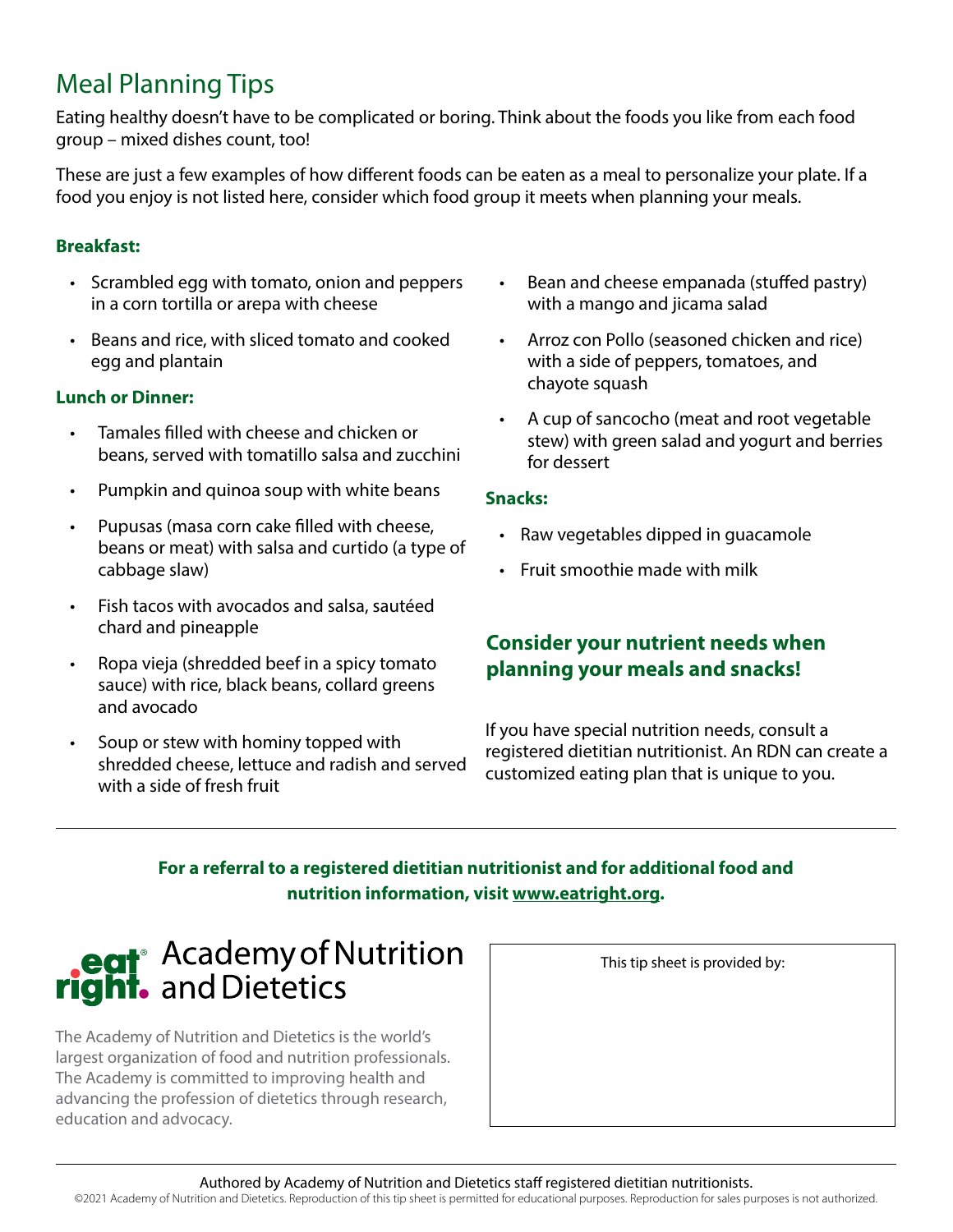## Meal Planning Tips

Eating healthy doesn't have to be complicated or boring. Think about the foods you like from each food group – mixed dishes count, too!

These are just a few examples of how different foods can be eaten as a meal to personalize your plate. If a food you enjoy is not listed here, consider which food group it meets when planning your meals.

**Breakfast:**

- Scrambled egg with tomato, onion and peppers in a corn tortilla or arepa with cheese
- Beans and rice, with sliced tomato and cooked egg and plantain

**Lunch or Dinner:**

- Tamales filled with cheese and chicken or beans, served with tomatillo salsa and zucchini
- Pumpkin and quinoa soup with white beans
- Pupusas (masa corn cake filled with cheese, beans or meat) with salsa and curtido (a type of cabbage slaw)
- Fish tacos with avocados and salsa, sautéed chard and pineapple
- Ropa vieja (shredded beef in a spicy tomato sauce) with rice, black beans, collard greens and avocado
- Soup or stew with hominy topped with shredded cheese, lettuce and radish and served with a side of fresh fruit
- Bean and cheese empanada (stuffed pastry) with a mango and jicama salad
- Arroz con Pollo (seasoned chicken and rice) with a side of peppers, tomatoes, and chayote squash
- A cup of sancocho (meat and root vegetable stew) with green salad and yogurt and berries for dessert

**Snacks:**

- Raw vegetables dipped in guacamole
- Fruit smoothie made with milk

**Consider your nutrient needs when planning your meals and snacks!**

If you have special nutrition needs, consult a registered dietitian nutritionist. An RDN can create a customized eating plan that is unique to you.

---

**For a referral to a registered dietitian nutritionist and for additional food and nutrition information, visit www.eatright.org.**

eat right. Academy of Nutrition and Dietetics

The Academy of Nutrition and Dietetics is the world's largest organization of food and nutrition professionals. The Academy is committed to improving health and advancing the profession of dietetics through research, education and advocacy.

This tip sheet is provided by:

Authored by Academy of Nutrition and Dietetics staff registered dietitian nutritionists.

©2021 Academy of Nutrition and Dietetics. Reproduction of this tip sheet is permitted for educational purposes. Reproduction for sales purposes is not authorized.